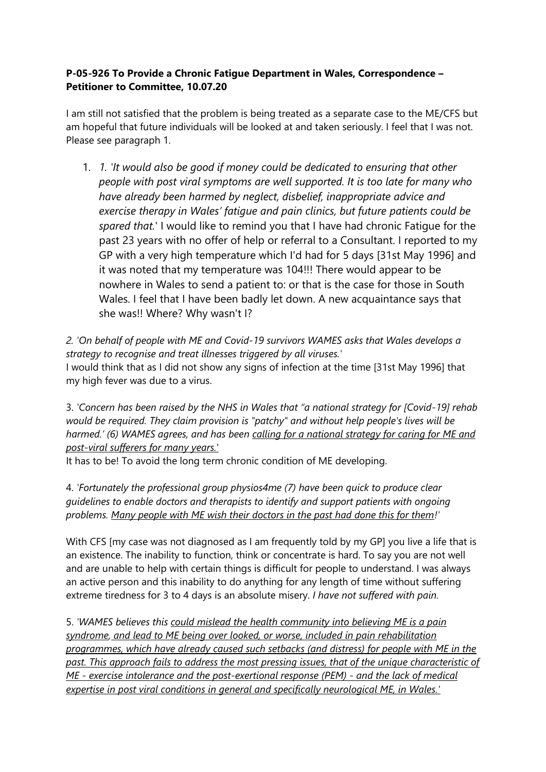**P-05-926 To Provide a Chronic Fatigue Department in Wales, Correspondence – Petitioner to Committee, 10.07.20**

I am still not satisfied that the problem is being treated as a separate case to the ME/CFS but am hopeful that future individuals will be looked at and taken seriously. I feel that I was not. Please see paragraph 1.

1. *1. 'It would also be good if money could be dedicated to ensuring that other people with post viral symptoms are well supported. It is too late for many who have already been harmed by neglect, disbelief, inappropriate advice and exercise therapy in Wales' fatigue and pain clinics, but future patients could be spared that.'* I would like to remind you that I have had chronic Fatigue for the past 23 years with no offer of help or referral to a Consultant. I reported to my GP with a very high temperature which I'd had for 5 days [31st May 1996] and it was noted that my temperature was 104!!! There would appear to be nowhere in Wales to send a patient to: or that is the case for those in South Wales. I feel that I have been badly let down. A new acquaintance says that she was!! Where? Why wasn't I?

*2. 'On behalf of people with ME and Covid-19 survivors WAMES asks that Wales develops a strategy to recognise and treat illnesses triggered by all viruses.'*
I would think that as I did not show any signs of infection at the time [31st May 1996] that my high fever was due to a virus.

3. *'Concern has been raised by the NHS in Wales that "a national strategy for [Covid-19] rehab would be required. They claim provision is "patchy" and without help people's lives will be harmed.' (6) WAMES agrees, and has been <u>calling for a national strategy for caring for ME and post-viral sufferers for many years.</u>'*
It has to be! To avoid the long term chronic condition of ME developing.

4. *'Fortunately the professional group physios4me (7) have been quick to produce clear guidelines to enable doctors and therapists to identify and support patients with ongoing problems. <u>Many people with ME wish their doctors in the past had done this for them</u>!'*

With CFS [my case was not diagnosed as I am frequently told by my GP] you live a life that is an existence. The inability to function, think or concentrate is hard. To say you are not well and are unable to help with certain things is difficult for people to understand. I was always an active person and this inability to do anything for any length of time without suffering extreme tiredness for 3 to 4 days is an absolute misery. *I have not suffered with pain.*

5. *'WAMES believes this <u>could mislead the health community into believing ME is a pain syndrome, and lead to ME being over looked, or worse, included in pain rehabilitation programmes, which have already caused such setbacks (and distress) for people with ME in the past. This approach fails to address the most pressing issues, that of the unique characteristic of ME - exercise intolerance and the post-exertional response (PEM) - and the lack of medical expertise in post viral conditions in general and specifically neurological ME, in Wales.</u>'*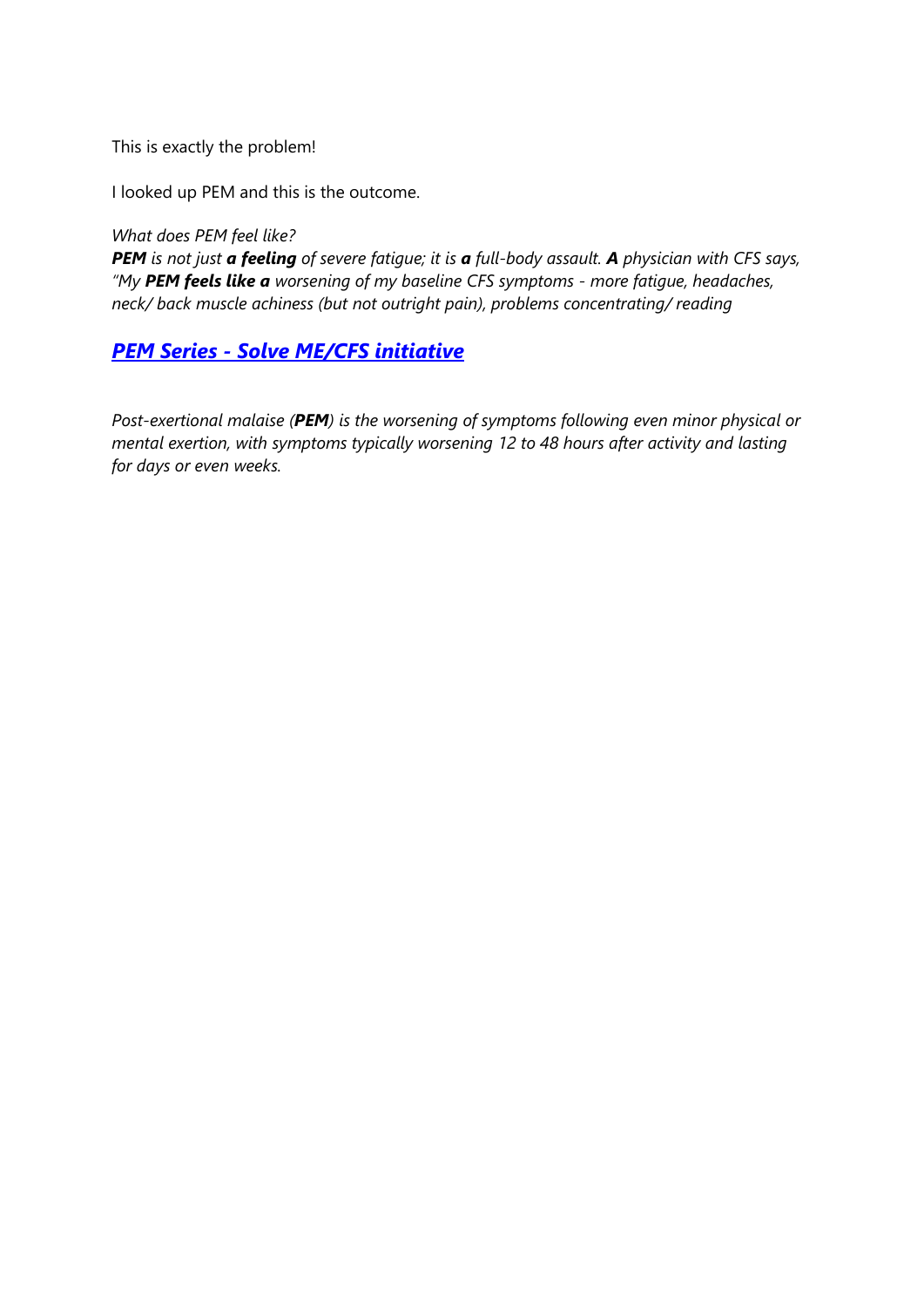This is exactly the problem!

I looked up PEM and this is the outcome.

*What does PEM feel like?*
***PEM** is not just **a feeling** of severe fatigue; it is **a** full-body assault. **A** physician with CFS says, "My **PEM feels like a** worsening of my baseline CFS symptoms - more fatigue, headaches, neck/ back muscle achiness (but not outright pain), problems concentrating/ reading*

## [*PEM Series - Solve ME/CFS initiative*]()

*Post-exertional malaise (**PEM**) is the worsening of symptoms following even minor physical or mental exertion, with symptoms typically worsening 12 to 48 hours after activity and lasting for days or even weeks.*